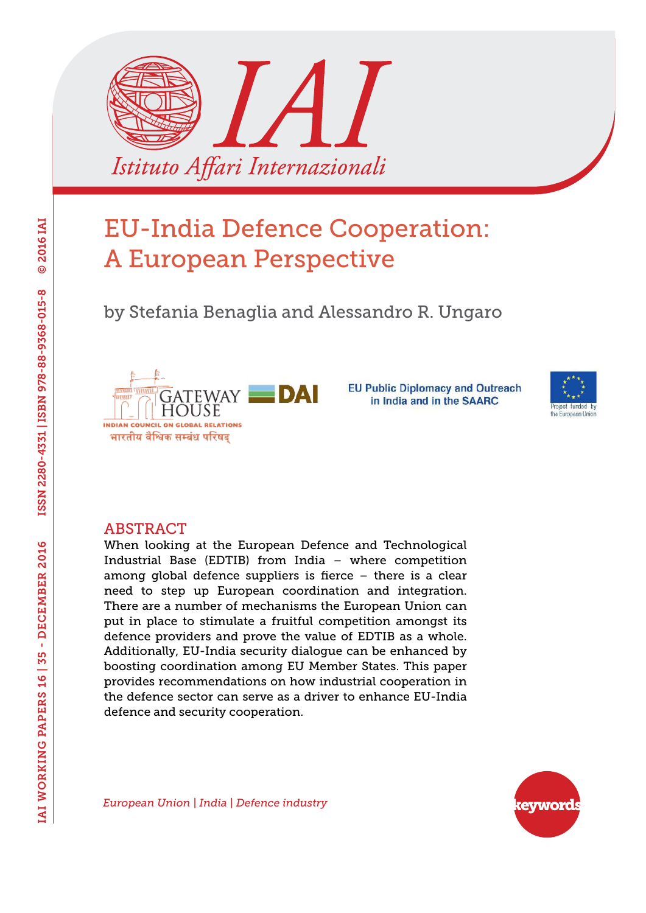# EU-India Defence Cooperation: A European Perspective

by Stefania Benaglia and Alessandro R. Ungaro

GATEWAY HOUSE
INDIAN COUNCIL ON GLOBAL RELATIONS
भारतीय वैश्विक सम्बंध परिषद्

DAI

EU Public Diplomacy and Outreach in India and in the SAARC

Project funded by the European Union

## ABSTRACT

When looking at the European Defence and Technological Industrial Base (EDTIB) from India – where competition among global defence suppliers is fierce – there is a clear need to step up European coordination and integration. There are a number of mechanisms the European Union can put in place to stimulate a fruitful competition amongst its defence providers and prove the value of EDTIB as a whole. Additionally, EU-India security dialogue can be enhanced by boosting coordination among EU Member States. This paper provides recommendations on how industrial cooperation in the defence sector can serve as a driver to enhance EU-India defence and security cooperation.

*European Union | India | Defence industry*

keywords

IAI WORKING PAPERS 16 | 35 - DECEMBER 2016 ISSN 2280-4331 | ISBN 978-88-9368-015-8 © 2016 IAI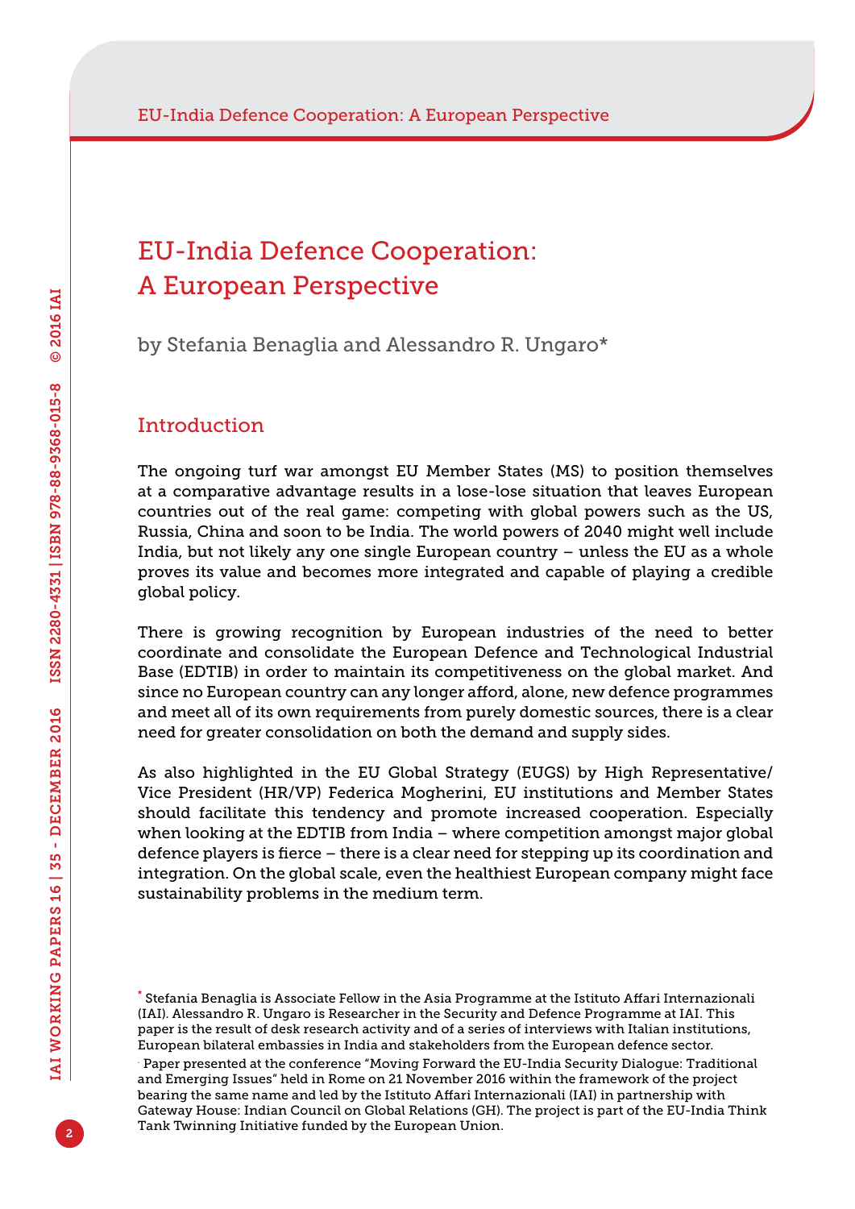# EU-India Defence Cooperation: A European Perspective

by Stefania Benaglia and Alessandro R. Ungaro*

## Introduction

The ongoing turf war amongst EU Member States (MS) to position themselves at a comparative advantage results in a lose-lose situation that leaves European countries out of the real game: competing with global powers such as the US, Russia, China and soon to be India. The world powers of 2040 might well include India, but not likely any one single European country – unless the EU as a whole proves its value and becomes more integrated and capable of playing a credible global policy.

There is growing recognition by European industries of the need to better coordinate and consolidate the European Defence and Technological Industrial Base (EDTIB) in order to maintain its competitiveness on the global market. And since no European country can any longer afford, alone, new defence programmes and meet all of its own requirements from purely domestic sources, there is a clear need for greater consolidation on both the demand and supply sides.

As also highlighted in the EU Global Strategy (EUGS) by High Representative/Vice President (HR/VP) Federica Mogherini, EU institutions and Member States should facilitate this tendency and promote increased cooperation. Especially when looking at the EDTIB from India – where competition amongst major global defence players is fierce – there is a clear need for stepping up its coordination and integration. On the global scale, even the healthiest European company might face sustainability problems in the medium term.

---

* Stefania Benaglia is Associate Fellow in the Asia Programme at the Istituto Affari Internazionali (IAI). Alessandro R. Ungaro is Researcher in the Security and Defence Programme at IAI. This paper is the result of desk research activity and of a series of interviews with Italian institutions, European bilateral embassies in India and stakeholders from the European defence sector.

. Paper presented at the conference "Moving Forward the EU-India Security Dialogue: Traditional and Emerging Issues" held in Rome on 21 November 2016 within the framework of the project bearing the same name and led by the Istituto Affari Internazionali (IAI) in partnership with Gateway House: Indian Council on Global Relations (GH). The project is part of the EU-India Think Tank Twinning Initiative funded by the European Union.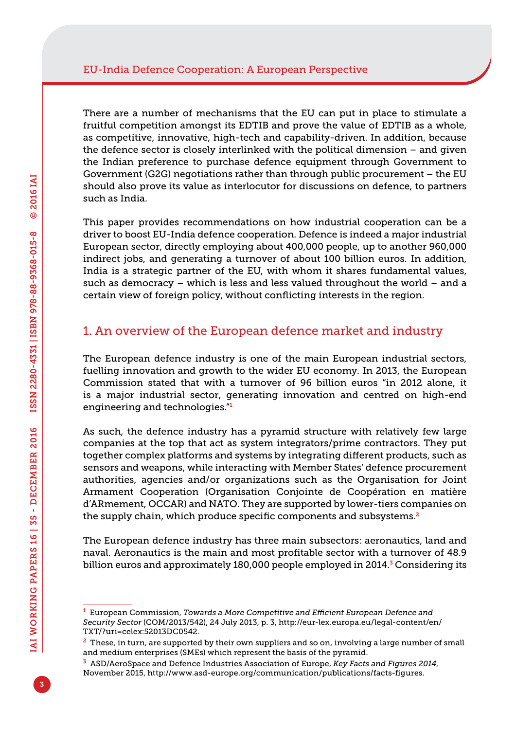There are a number of mechanisms that the EU can put in place to stimulate a fruitful competition amongst its EDTIB and prove the value of EDTIB as a whole, as competitive, innovative, high-tech and capability-driven. In addition, because the defence sector is closely interlinked with the political dimension – and given the Indian preference to purchase defence equipment through Government to Government (G2G) negotiations rather than through public procurement – the EU should also prove its value as interlocutor for discussions on defence, to partners such as India.

This paper provides recommendations on how industrial cooperation can be a driver to boost EU-India defence cooperation. Defence is indeed a major industrial European sector, directly employing about 400,000 people, up to another 960,000 indirect jobs, and generating a turnover of about 100 billion euros. In addition, India is a strategic partner of the EU, with whom it shares fundamental values, such as democracy – which is less and less valued throughout the world – and a certain view of foreign policy, without conflicting interests in the region.

## 1. An overview of the European defence market and industry

The European defence industry is one of the main European industrial sectors, fuelling innovation and growth to the wider EU economy. In 2013, the European Commission stated that with a turnover of 96 billion euros "in 2012 alone, it is a major industrial sector, generating innovation and centred on high-end engineering and technologies."[1]

As such, the defence industry has a pyramid structure with relatively few large companies at the top that act as system integrators/prime contractors. They put together complex platforms and systems by integrating different products, such as sensors and weapons, while interacting with Member States' defence procurement authorities, agencies and/or organizations such as the Organisation for Joint Armament Cooperation (Organisation Conjointe de Coopération en matière d'ARmement, OCCAR) and NATO. They are supported by lower-tiers companies on the supply chain, which produce specific components and subsystems.[2]

The European defence industry has three main subsectors: aeronautics, land and naval. Aeronautics is the main and most profitable sector with a turnover of 48.9 billion euros and approximately 180,000 people employed in 2014.[3] Considering its

---

[1] European Commission, *Towards a More Competitive and Efficient European Defence and Security Sector* (COM/2013/542), 24 July 2013, p. 3, http://eur-lex.europa.eu/legal-content/en/TXT/?uri=celex:52013DC0542.

[2] These, in turn, are supported by their own suppliers and so on, involving a large number of small and medium enterprises (SMEs) which represent the basis of the pyramid.

[3] ASD/AeroSpace and Defence Industries Association of Europe, *Key Facts and Figures 2014*, November 2015, http://www.asd-europe.org/communication/publications/facts-figures.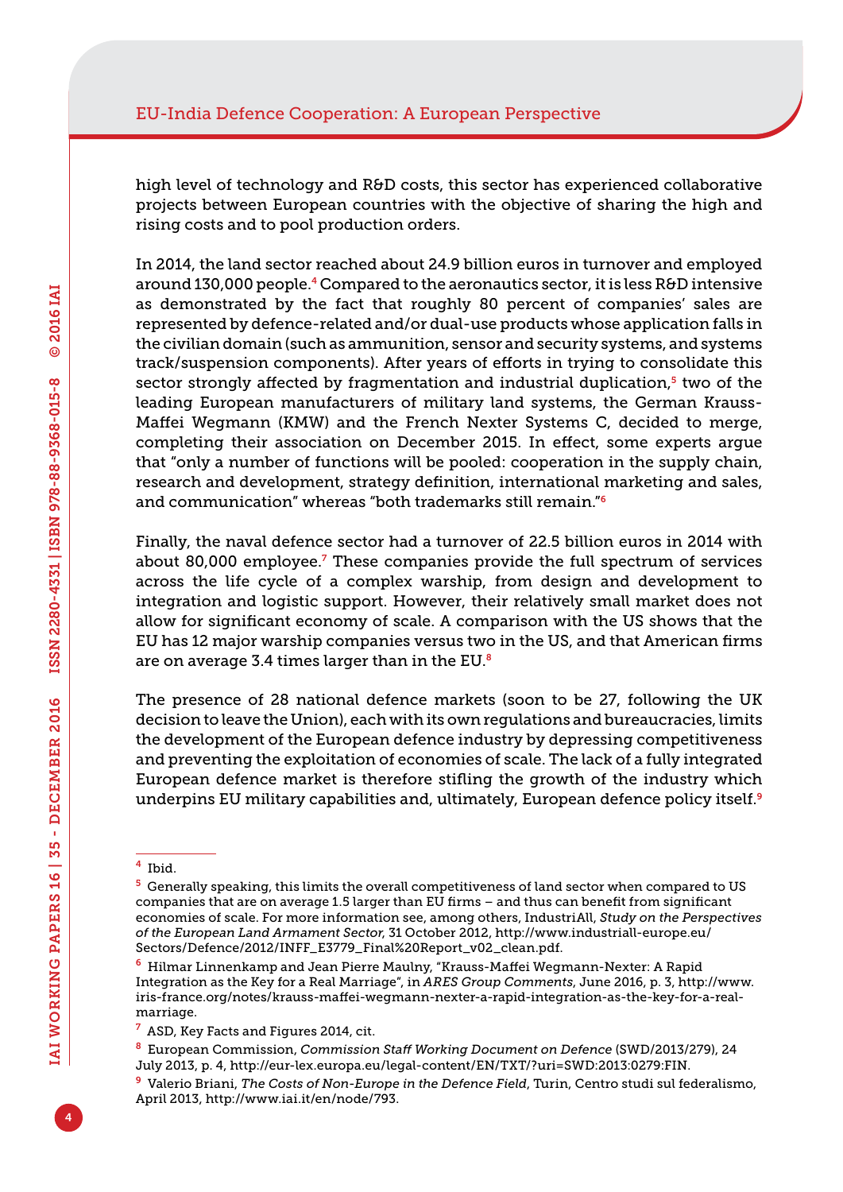high level of technology and R&D costs, this sector has experienced collaborative projects between European countries with the objective of sharing the high and rising costs and to pool production orders.

In 2014, the land sector reached about 24.9 billion euros in turnover and employed around 130,000 people.[4] Compared to the aeronautics sector, it is less R&D intensive as demonstrated by the fact that roughly 80 percent of companies' sales are represented by defence-related and/or dual-use products whose application falls in the civilian domain (such as ammunition, sensor and security systems, and systems track/suspension components). After years of efforts in trying to consolidate this sector strongly affected by fragmentation and industrial duplication,[5] two of the leading European manufacturers of military land systems, the German Krauss-Maffei Wegmann (KMW) and the French Nexter Systems C, decided to merge, completing their association on December 2015. In effect, some experts argue that "only a number of functions will be pooled: cooperation in the supply chain, research and development, strategy definition, international marketing and sales, and communication" whereas "both trademarks still remain."[6]

Finally, the naval defence sector had a turnover of 22.5 billion euros in 2014 with about 80,000 employee.[7] These companies provide the full spectrum of services across the life cycle of a complex warship, from design and development to integration and logistic support. However, their relatively small market does not allow for significant economy of scale. A comparison with the US shows that the EU has 12 major warship companies versus two in the US, and that American firms are on average 3.4 times larger than in the EU.[8]

The presence of 28 national defence markets (soon to be 27, following the UK decision to leave the Union), each with its own regulations and bureaucracies, limits the development of the European defence industry by depressing competitiveness and preventing the exploitation of economies of scale. The lack of a fully integrated European defence market is therefore stifling the growth of the industry which underpins EU military capabilities and, ultimately, European defence policy itself.[9]

---

[4] Ibid.

[5] Generally speaking, this limits the overall competitiveness of land sector when compared to US companies that are on average 1.5 larger than EU firms – and thus can benefit from significant economies of scale. For more information see, among others, IndustriAll, *Study on the Perspectives of the European Land Armament Sector*, 31 October 2012, http://www.industriall-europe.eu/Sectors/Defence/2012/INFF_E3779_Final%20Report_v02_clean.pdf.

[6] Hilmar Linnenkamp and Jean Pierre Maulny, "Krauss-Maffei Wegmann-Nexter: A Rapid Integration as the Key for a Real Marriage", in *ARES Group Comments*, June 2016, p. 3, http://www.iris-france.org/notes/krauss-maffei-wegmann-nexter-a-rapid-integration-as-the-key-for-a-real-marriage.

[7] ASD, Key Facts and Figures 2014, cit.

[8] European Commission, *Commission Staff Working Document on Defence* (SWD/2013/279), 24 July 2013, p. 4, http://eur-lex.europa.eu/legal-content/EN/TXT/?uri=SWD:2013:0279:FIN.

[9] Valerio Briani, *The Costs of Non-Europe in the Defence Field*, Turin, Centro studi sul federalismo, April 2013, http://www.iai.it/en/node/793.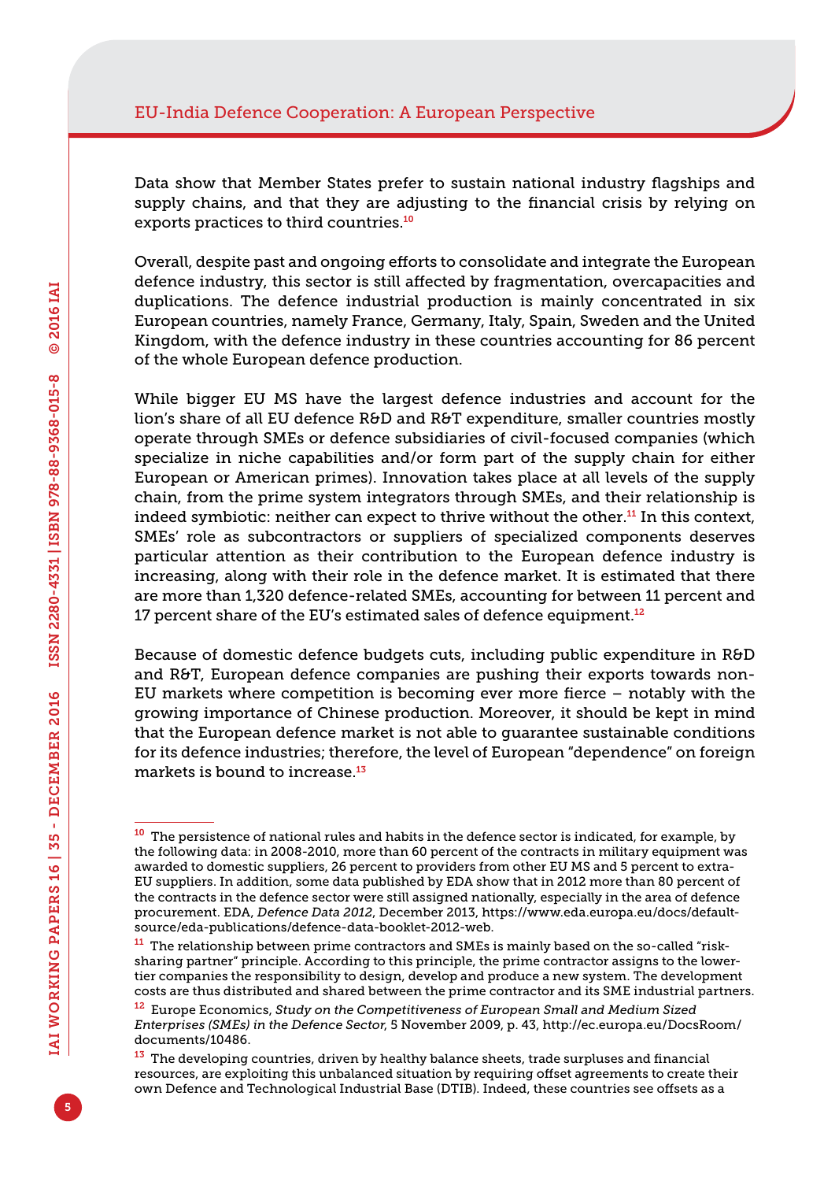Data show that Member States prefer to sustain national industry flagships and supply chains, and that they are adjusting to the financial crisis by relying on exports practices to third countries.[10]

Overall, despite past and ongoing efforts to consolidate and integrate the European defence industry, this sector is still affected by fragmentation, overcapacities and duplications. The defence industrial production is mainly concentrated in six European countries, namely France, Germany, Italy, Spain, Sweden and the United Kingdom, with the defence industry in these countries accounting for 86 percent of the whole European defence production.

While bigger EU MS have the largest defence industries and account for the lion's share of all EU defence R&D and R&T expenditure, smaller countries mostly operate through SMEs or defence subsidiaries of civil-focused companies (which specialize in niche capabilities and/or form part of the supply chain for either European or American primes). Innovation takes place at all levels of the supply chain, from the prime system integrators through SMEs, and their relationship is indeed symbiotic: neither can expect to thrive without the other.[11] In this context, SMEs' role as subcontractors or suppliers of specialized components deserves particular attention as their contribution to the European defence industry is increasing, along with their role in the defence market. It is estimated that there are more than 1,320 defence-related SMEs, accounting for between 11 percent and 17 percent share of the EU's estimated sales of defence equipment.[12]

Because of domestic defence budgets cuts, including public expenditure in R&D and R&T, European defence companies are pushing their exports towards non-EU markets where competition is becoming ever more fierce – notably with the growing importance of Chinese production. Moreover, it should be kept in mind that the European defence market is not able to guarantee sustainable conditions for its defence industries; therefore, the level of European "dependence" on foreign markets is bound to increase.[13]

---

[10] The persistence of national rules and habits in the defence sector is indicated, for example, by the following data: in 2008-2010, more than 60 percent of the contracts in military equipment was awarded to domestic suppliers, 26 percent to providers from other EU MS and 5 percent to extra-EU suppliers. In addition, some data published by EDA show that in 2012 more than 80 percent of the contracts in the defence sector were still assigned nationally, especially in the area of defence procurement. EDA, *Defence Data 2012*, December 2013, https://www.eda.europa.eu/docs/default-source/eda-publications/defence-data-booklet-2012-web.

[11] The relationship between prime contractors and SMEs is mainly based on the so-called "risk-sharing partner" principle. According to this principle, the prime contractor assigns to the lower-tier companies the responsibility to design, develop and produce a new system. The development costs are thus distributed and shared between the prime contractor and its SME industrial partners.

[12] Europe Economics, *Study on the Competitiveness of European Small and Medium Sized Enterprises (SMEs) in the Defence Sector*, 5 November 2009, p. 43, http://ec.europa.eu/DocsRoom/documents/10486.

[13] The developing countries, driven by healthy balance sheets, trade surpluses and financial resources, are exploiting this unbalanced situation by requiring offset agreements to create their own Defence and Technological Industrial Base (DTIB). Indeed, these countries see offsets as a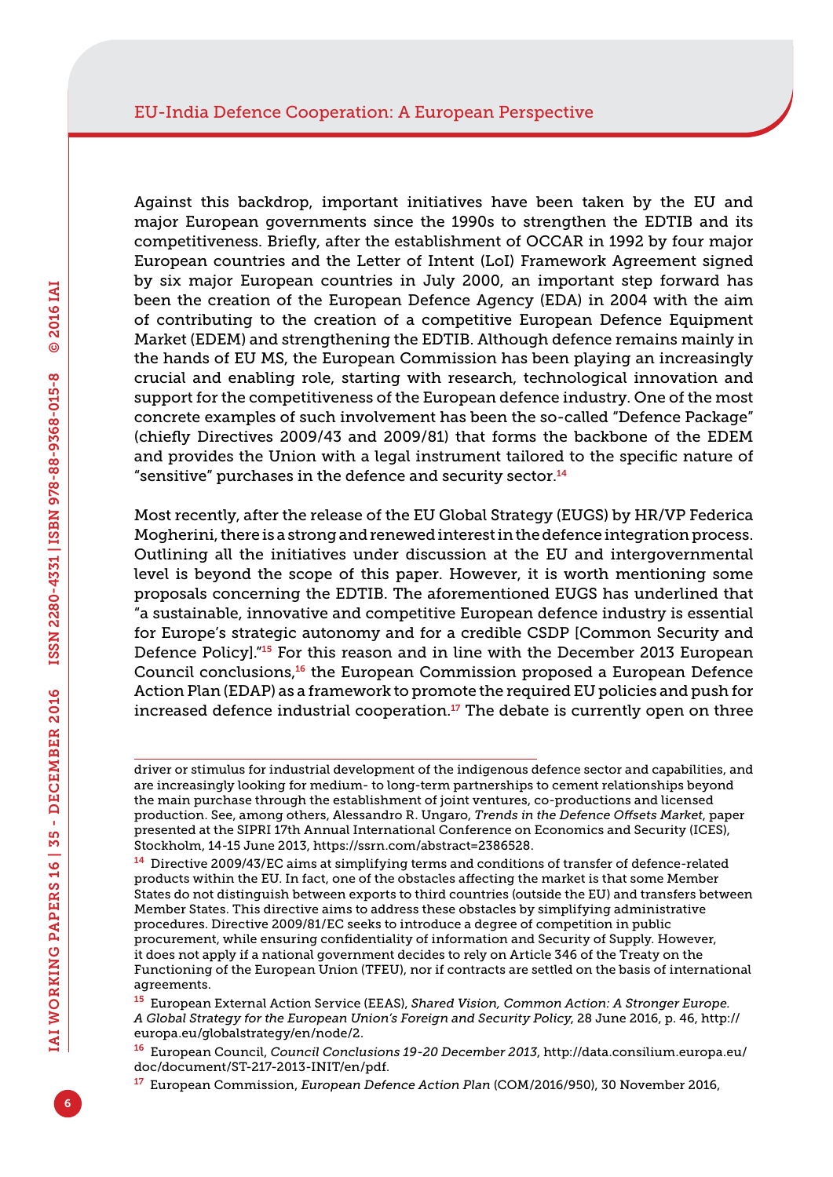Against this backdrop, important initiatives have been taken by the EU and major European governments since the 1990s to strengthen the EDTIB and its competitiveness. Briefly, after the establishment of OCCAR in 1992 by four major European countries and the Letter of Intent (LoI) Framework Agreement signed by six major European countries in July 2000, an important step forward has been the creation of the European Defence Agency (EDA) in 2004 with the aim of contributing to the creation of a competitive European Defence Equipment Market (EDEM) and strengthening the EDTIB. Although defence remains mainly in the hands of EU MS, the European Commission has been playing an increasingly crucial and enabling role, starting with research, technological innovation and support for the competitiveness of the European defence industry. One of the most concrete examples of such involvement has been the so-called "Defence Package" (chiefly Directives 2009/43 and 2009/81) that forms the backbone of the EDEM and provides the Union with a legal instrument tailored to the specific nature of "sensitive" purchases in the defence and security sector.[14]

Most recently, after the release of the EU Global Strategy (EUGS) by HR/VP Federica Mogherini, there is a strong and renewed interest in the defence integration process. Outlining all the initiatives under discussion at the EU and intergovernmental level is beyond the scope of this paper. However, it is worth mentioning some proposals concerning the EDTIB. The aforementioned EUGS has underlined that "a sustainable, innovative and competitive European defence industry is essential for Europe's strategic autonomy and for a credible CSDP [Common Security and Defence Policy]."[15] For this reason and in line with the December 2013 European Council conclusions,[16] the European Commission proposed a European Defence Action Plan (EDAP) as a framework to promote the required EU policies and push for increased defence industrial cooperation.[17] The debate is currently open on three

---

driver or stimulus for industrial development of the indigenous defence sector and capabilities, and are increasingly looking for medium- to long-term partnerships to cement relationships beyond the main purchase through the establishment of joint ventures, co-productions and licensed production. See, among others, Alessandro R. Ungaro, *Trends in the Defence Offsets Market*, paper presented at the SIPRI 17th Annual International Conference on Economics and Security (ICES), Stockholm, 14-15 June 2013, https://ssrn.com/abstract=2386528.

[14] Directive 2009/43/EC aims at simplifying terms and conditions of transfer of defence-related products within the EU. In fact, one of the obstacles affecting the market is that some Member States do not distinguish between exports to third countries (outside the EU) and transfers between Member States. This directive aims to address these obstacles by simplifying administrative procedures. Directive 2009/81/EC seeks to introduce a degree of competition in public procurement, while ensuring confidentiality of information and Security of Supply. However, it does not apply if a national government decides to rely on Article 346 of the Treaty on the Functioning of the European Union (TFEU), nor if contracts are settled on the basis of international agreements.

[15] European External Action Service (EEAS), *Shared Vision, Common Action: A Stronger Europe. A Global Strategy for the European Union's Foreign and Security Policy*, 28 June 2016, p. 46, http://europa.eu/globalstrategy/en/node/2.

[16] European Council, *Council Conclusions 19-20 December 2013*, http://data.consilium.europa.eu/doc/document/ST-217-2013-INIT/en/pdf.

[17] European Commission, *European Defence Action Plan* (COM/2016/950), 30 November 2016,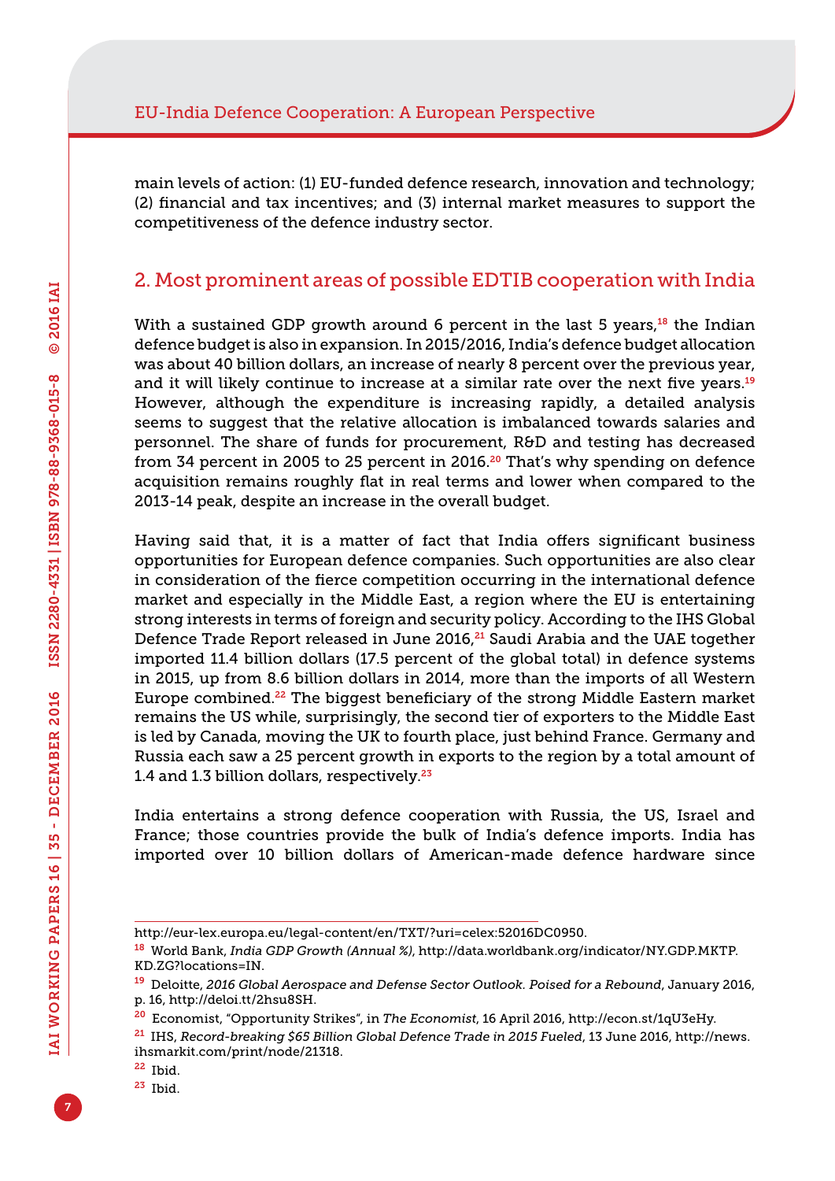main levels of action: (1) EU-funded defence research, innovation and technology; (2) financial and tax incentives; and (3) internal market measures to support the competitiveness of the defence industry sector.

## 2. Most prominent areas of possible EDTIB cooperation with India

With a sustained GDP growth around 6 percent in the last 5 years,[18] the Indian defence budget is also in expansion. In 2015/2016, India's defence budget allocation was about 40 billion dollars, an increase of nearly 8 percent over the previous year, and it will likely continue to increase at a similar rate over the next five years.[19] However, although the expenditure is increasing rapidly, a detailed analysis seems to suggest that the relative allocation is imbalanced towards salaries and personnel. The share of funds for procurement, R&D and testing has decreased from 34 percent in 2005 to 25 percent in 2016.[20] That's why spending on defence acquisition remains roughly flat in real terms and lower when compared to the 2013-14 peak, despite an increase in the overall budget.

Having said that, it is a matter of fact that India offers significant business opportunities for European defence companies. Such opportunities are also clear in consideration of the fierce competition occurring in the international defence market and especially in the Middle East, a region where the EU is entertaining strong interests in terms of foreign and security policy. According to the IHS Global Defence Trade Report released in June 2016,[21] Saudi Arabia and the UAE together imported 11.4 billion dollars (17.5 percent of the global total) in defence systems in 2015, up from 8.6 billion dollars in 2014, more than the imports of all Western Europe combined.[22] The biggest beneficiary of the strong Middle Eastern market remains the US while, surprisingly, the second tier of exporters to the Middle East is led by Canada, moving the UK to fourth place, just behind France. Germany and Russia each saw a 25 percent growth in exports to the region by a total amount of 1.4 and 1.3 billion dollars, respectively.[23]

India entertains a strong defence cooperation with Russia, the US, Israel and France; those countries provide the bulk of India's defence imports. India has imported over 10 billion dollars of American-made defence hardware since

---

http://eur-lex.europa.eu/legal-content/en/TXT/?uri=celex:52016DC0950.

[18] World Bank, *India GDP Growth (Annual %)*, http://data.worldbank.org/indicator/NY.GDP.MKTP.KD.ZG?locations=IN.

[19] Deloitte, *2016 Global Aerospace and Defense Sector Outlook. Poised for a Rebound*, January 2016, p. 16, http://deloi.tt/2hsu8SH.

[20] Economist, "Opportunity Strikes", in *The Economist*, 16 April 2016, http://econ.st/1qU3eHy.

[21] IHS, *Record-breaking $65 Billion Global Defence Trade in 2015 Fueled*, 13 June 2016, http://news.ihsmarkit.com/print/node/21318.

[22] Ibid.

[23] Ibid.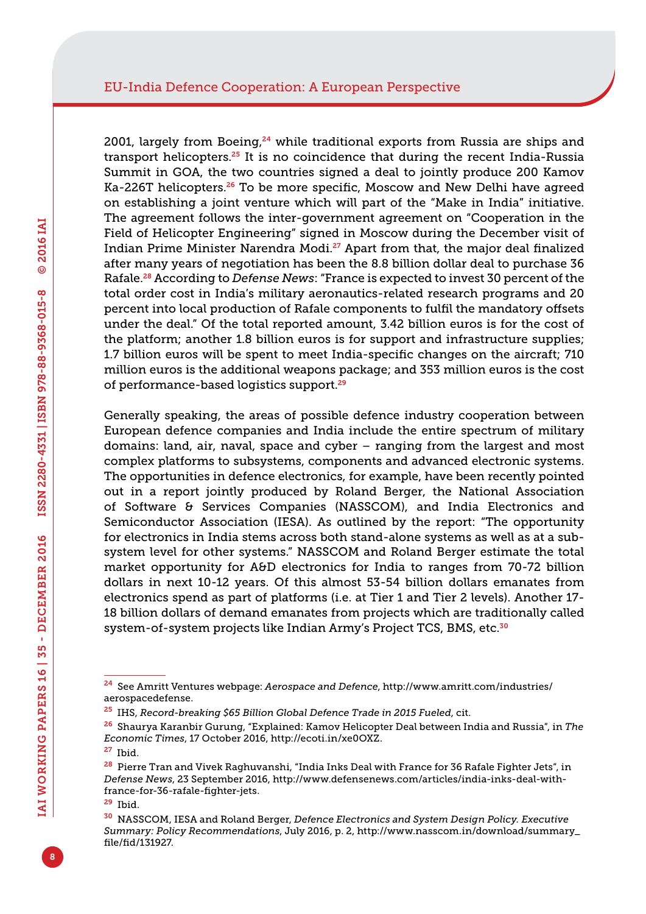2001, largely from Boeing,[24] while traditional exports from Russia are ships and transport helicopters.[25] It is no coincidence that during the recent India-Russia Summit in GOA, the two countries signed a deal to jointly produce 200 Kamov Ka-226T helicopters.[26] To be more specific, Moscow and New Delhi have agreed on establishing a joint venture which will part of the "Make in India" initiative. The agreement follows the inter-government agreement on "Cooperation in the Field of Helicopter Engineering" signed in Moscow during the December visit of Indian Prime Minister Narendra Modi.[27] Apart from that, the major deal finalized after many years of negotiation has been the 8.8 billion dollar deal to purchase 36 Rafale.[28] According to *Defense News*: "France is expected to invest 30 percent of the total order cost in India's military aeronautics-related research programs and 20 percent into local production of Rafale components to fulfil the mandatory offsets under the deal." Of the total reported amount, 3.42 billion euros is for the cost of the platform; another 1.8 billion euros is for support and infrastructure supplies; 1.7 billion euros will be spent to meet India-specific changes on the aircraft; 710 million euros is the additional weapons package; and 353 million euros is the cost of performance-based logistics support.[29]

Generally speaking, the areas of possible defence industry cooperation between European defence companies and India include the entire spectrum of military domains: land, air, naval, space and cyber – ranging from the largest and most complex platforms to subsystems, components and advanced electronic systems. The opportunities in defence electronics, for example, have been recently pointed out in a report jointly produced by Roland Berger, the National Association of Software & Services Companies (NASSCOM), and India Electronics and Semiconductor Association (IESA). As outlined by the report: "The opportunity for electronics in India stems across both stand-alone systems as well as at a sub-system level for other systems." NASSCOM and Roland Berger estimate the total market opportunity for A&D electronics for India to ranges from 70-72 billion dollars in next 10-12 years. Of this almost 53-54 billion dollars emanates from electronics spend as part of platforms (i.e. at Tier 1 and Tier 2 levels). Another 17-18 billion dollars of demand emanates from projects which are traditionally called system-of-system projects like Indian Army's Project TCS, BMS, etc.[30]

---

[24] See Amritt Ventures webpage: *Aerospace and Defence*, http://www.amritt.com/industries/aerospacedefense.

[25] IHS, *Record-breaking $65 Billion Global Defence Trade in 2015 Fueled*, cit.

[26] Shaurya Karanbir Gurung, "Explained: Kamov Helicopter Deal between India and Russia", in *The Economic Times*, 17 October 2016, http://ecoti.in/xe0OXZ.

[27] Ibid.

[28] Pierre Tran and Vivek Raghuvanshi, "India Inks Deal with France for 36 Rafale Fighter Jets", in *Defense News*, 23 September 2016, http://www.defensenews.com/articles/india-inks-deal-with-france-for-36-rafale-fighter-jets.

[29] Ibid.

[30] NASSCOM, IESA and Roland Berger, *Defence Electronics and System Design Policy. Executive Summary: Policy Recommendations*, July 2016, p. 2, http://www.nasscom.in/download/summary_file/fid/131927.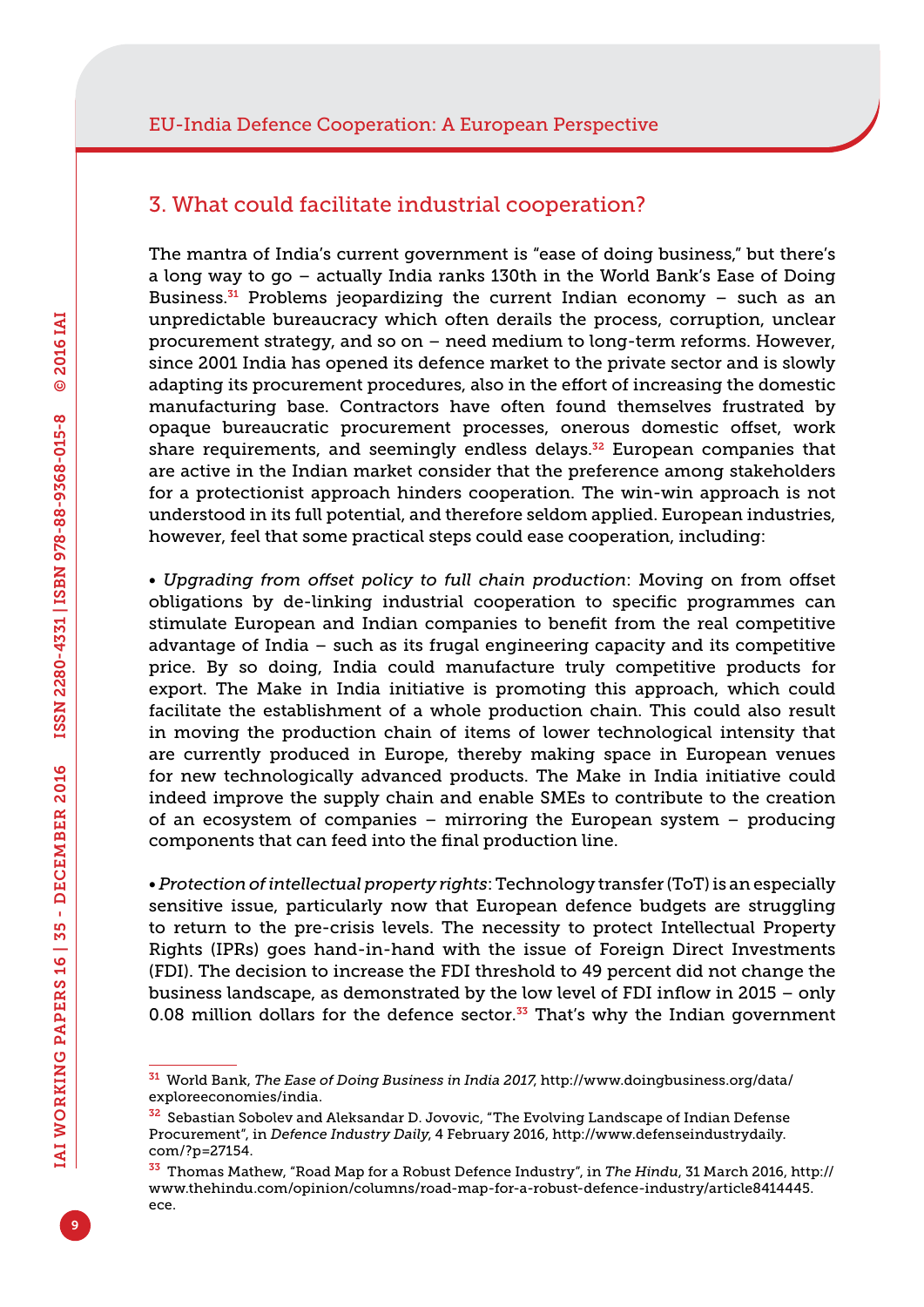## 3. What could facilitate industrial cooperation?

The mantra of India's current government is "ease of doing business," but there's a long way to go – actually India ranks 130th in the World Bank's Ease of Doing Business.[31] Problems jeopardizing the current Indian economy – such as an unpredictable bureaucracy which often derails the process, corruption, unclear procurement strategy, and so on – need medium to long-term reforms. However, since 2001 India has opened its defence market to the private sector and is slowly adapting its procurement procedures, also in the effort of increasing the domestic manufacturing base. Contractors have often found themselves frustrated by opaque bureaucratic procurement processes, onerous domestic offset, work share requirements, and seemingly endless delays.[32] European companies that are active in the Indian market consider that the preference among stakeholders for a protectionist approach hinders cooperation. The win-win approach is not understood in its full potential, and therefore seldom applied. European industries, however, feel that some practical steps could ease cooperation, including:

• *Upgrading from offset policy to full chain production*: Moving on from offset obligations by de-linking industrial cooperation to specific programmes can stimulate European and Indian companies to benefit from the real competitive advantage of India – such as its frugal engineering capacity and its competitive price. By so doing, India could manufacture truly competitive products for export. The Make in India initiative is promoting this approach, which could facilitate the establishment of a whole production chain. This could also result in moving the production chain of items of lower technological intensity that are currently produced in Europe, thereby making space in European venues for new technologically advanced products. The Make in India initiative could indeed improve the supply chain and enable SMEs to contribute to the creation of an ecosystem of companies – mirroring the European system – producing components that can feed into the final production line.

• *Protection of intellectual property rights*: Technology transfer (ToT) is an especially sensitive issue, particularly now that European defence budgets are struggling to return to the pre-crisis levels. The necessity to protect Intellectual Property Rights (IPRs) goes hand-in-hand with the issue of Foreign Direct Investments (FDI). The decision to increase the FDI threshold to 49 percent did not change the business landscape, as demonstrated by the low level of FDI inflow in 2015 – only 0.08 million dollars for the defence sector.[33] That's why the Indian government

---

[31] World Bank, *The Ease of Doing Business in India 2017*, http://www.doingbusiness.org/data/exploreeconomies/india.

[32] Sebastian Sobolev and Aleksandar D. Jovovic, "The Evolving Landscape of Indian Defense Procurement", in *Defence Industry Daily*, 4 February 2016, http://www.defenseindustrydaily.com/?p=27154.

[33] Thomas Mathew, "Road Map for a Robust Defence Industry", in *The Hindu*, 31 March 2016, http://www.thehindu.com/opinion/columns/road-map-for-a-robust-defence-industry/article8414445.ece.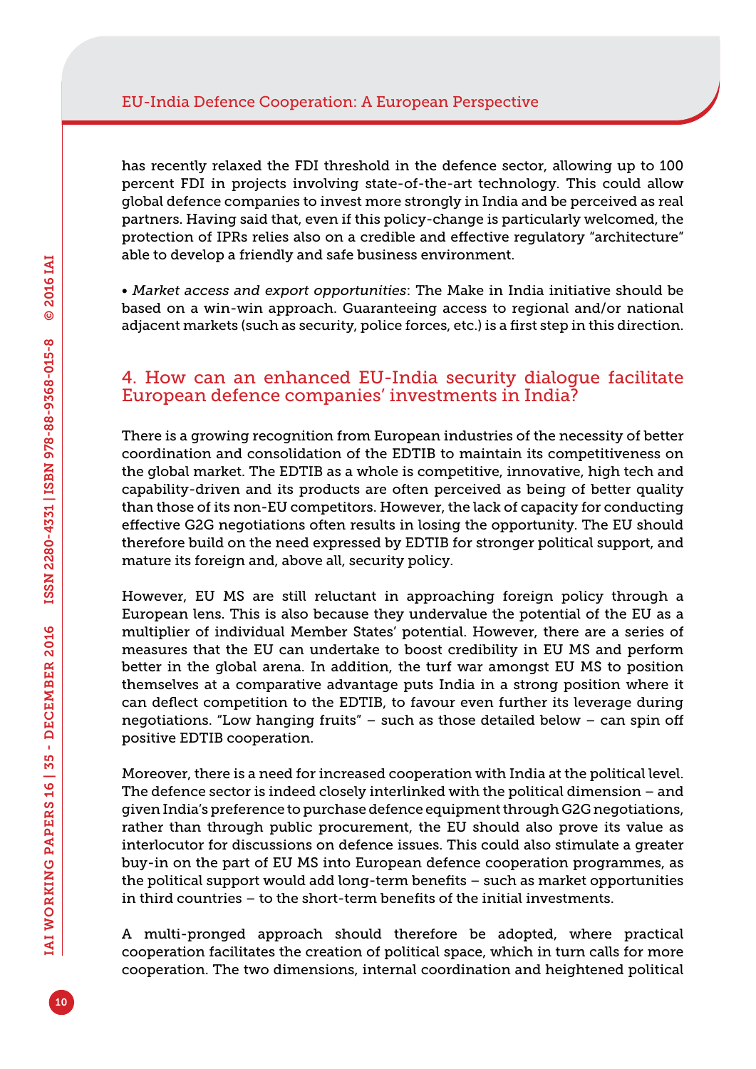has recently relaxed the FDI threshold in the defence sector, allowing up to 100 percent FDI in projects involving state-of-the-art technology. This could allow global defence companies to invest more strongly in India and be perceived as real partners. Having said that, even if this policy-change is particularly welcomed, the protection of IPRs relies also on a credible and effective regulatory "architecture" able to develop a friendly and safe business environment.

• *Market access and export opportunities*: The Make in India initiative should be based on a win-win approach. Guaranteeing access to regional and/or national adjacent markets (such as security, police forces, etc.) is a first step in this direction.

## 4. How can an enhanced EU-India security dialogue facilitate European defence companies' investments in India?

There is a growing recognition from European industries of the necessity of better coordination and consolidation of the EDTIB to maintain its competitiveness on the global market. The EDTIB as a whole is competitive, innovative, high tech and capability-driven and its products are often perceived as being of better quality than those of its non-EU competitors. However, the lack of capacity for conducting effective G2G negotiations often results in losing the opportunity. The EU should therefore build on the need expressed by EDTIB for stronger political support, and mature its foreign and, above all, security policy.

However, EU MS are still reluctant in approaching foreign policy through a European lens. This is also because they undervalue the potential of the EU as a multiplier of individual Member States' potential. However, there are a series of measures that the EU can undertake to boost credibility in EU MS and perform better in the global arena. In addition, the turf war amongst EU MS to position themselves at a comparative advantage puts India in a strong position where it can deflect competition to the EDTIB, to favour even further its leverage during negotiations. "Low hanging fruits" – such as those detailed below – can spin off positive EDTIB cooperation.

Moreover, there is a need for increased cooperation with India at the political level. The defence sector is indeed closely interlinked with the political dimension – and given India's preference to purchase defence equipment through G2G negotiations, rather than through public procurement, the EU should also prove its value as interlocutor for discussions on defence issues. This could also stimulate a greater buy-in on the part of EU MS into European defence cooperation programmes, as the political support would add long-term benefits – such as market opportunities in third countries – to the short-term benefits of the initial investments.

A multi-pronged approach should therefore be adopted, where practical cooperation facilitates the creation of political space, which in turn calls for more cooperation. The two dimensions, internal coordination and heightened political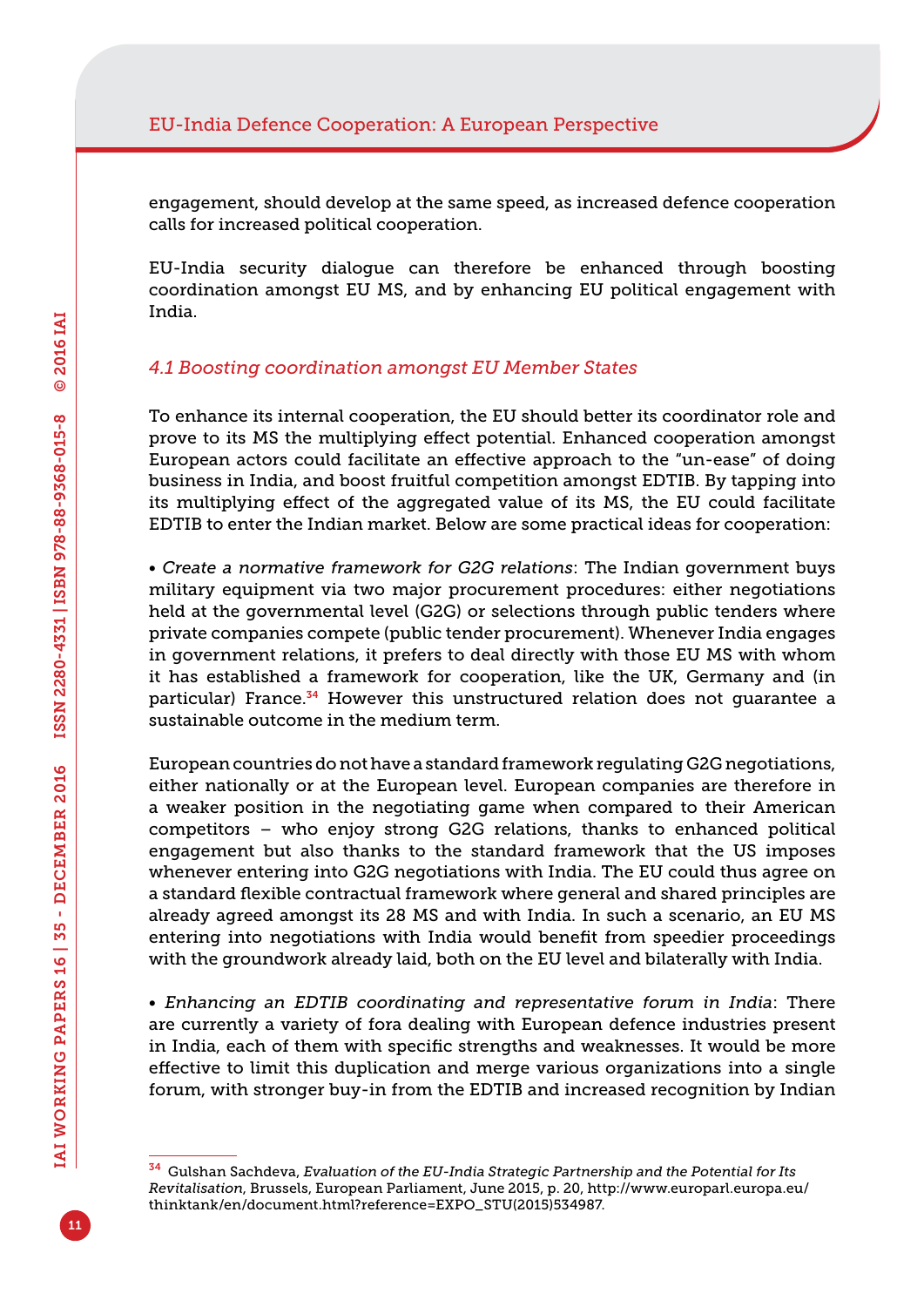engagement, should develop at the same speed, as increased defence cooperation calls for increased political cooperation.

EU-India security dialogue can therefore be enhanced through boosting coordination amongst EU MS, and by enhancing EU political engagement with India.

### *4.1 Boosting coordination amongst EU Member States*

To enhance its internal cooperation, the EU should better its coordinator role and prove to its MS the multiplying effect potential. Enhanced cooperation amongst European actors could facilitate an effective approach to the "un-ease" of doing business in India, and boost fruitful competition amongst EDTIB. By tapping into its multiplying effect of the aggregated value of its MS, the EU could facilitate EDTIB to enter the Indian market. Below are some practical ideas for cooperation:

• *Create a normative framework for G2G relations*: The Indian government buys military equipment via two major procurement procedures: either negotiations held at the governmental level (G2G) or selections through public tenders where private companies compete (public tender procurement). Whenever India engages in government relations, it prefers to deal directly with those EU MS with whom it has established a framework for cooperation, like the UK, Germany and (in particular) France.[34] However this unstructured relation does not guarantee a sustainable outcome in the medium term.

European countries do not have a standard framework regulating G2G negotiations, either nationally or at the European level. European companies are therefore in a weaker position in the negotiating game when compared to their American competitors – who enjoy strong G2G relations, thanks to enhanced political engagement but also thanks to the standard framework that the US imposes whenever entering into G2G negotiations with India. The EU could thus agree on a standard flexible contractual framework where general and shared principles are already agreed amongst its 28 MS and with India. In such a scenario, an EU MS entering into negotiations with India would benefit from speedier proceedings with the groundwork already laid, both on the EU level and bilaterally with India.

• *Enhancing an EDTIB coordinating and representative forum in India*: There are currently a variety of fora dealing with European defence industries present in India, each of them with specific strengths and weaknesses. It would be more effective to limit this duplication and merge various organizations into a single forum, with stronger buy-in from the EDTIB and increased recognition by Indian

---

[34] Gulshan Sachdeva, *Evaluation of the EU-India Strategic Partnership and the Potential for Its Revitalisation*, Brussels, European Parliament, June 2015, p. 20, http://www.europarl.europa.eu/thinktank/en/document.html?reference=EXPO_STU(2015)534987.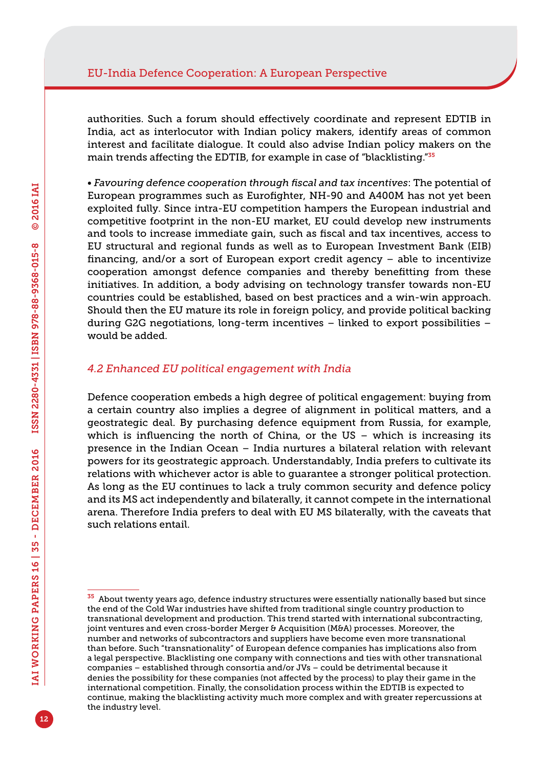authorities. Such a forum should effectively coordinate and represent EDTIB in India, act as interlocutor with Indian policy makers, identify areas of common interest and facilitate dialogue. It could also advise Indian policy makers on the main trends affecting the EDTIB, for example in case of "blacklisting."[35]

• *Favouring defence cooperation through fiscal and tax incentives*: The potential of European programmes such as Eurofighter, NH-90 and A400M has not yet been exploited fully. Since intra-EU competition hampers the European industrial and competitive footprint in the non-EU market, EU could develop new instruments and tools to increase immediate gain, such as fiscal and tax incentives, access to EU structural and regional funds as well as to European Investment Bank (EIB) financing, and/or a sort of European export credit agency – able to incentivize cooperation amongst defence companies and thereby benefitting from these initiatives. In addition, a body advising on technology transfer towards non-EU countries could be established, based on best practices and a win-win approach. Should then the EU mature its role in foreign policy, and provide political backing during G2G negotiations, long-term incentives – linked to export possibilities – would be added.

### *4.2 Enhanced EU political engagement with India*

Defence cooperation embeds a high degree of political engagement: buying from a certain country also implies a degree of alignment in political matters, and a geostrategic deal. By purchasing defence equipment from Russia, for example, which is influencing the north of China, or the US – which is increasing its presence in the Indian Ocean – India nurtures a bilateral relation with relevant powers for its geostrategic approach. Understandably, India prefers to cultivate its relations with whichever actor is able to guarantee a stronger political protection. As long as the EU continues to lack a truly common security and defence policy and its MS act independently and bilaterally, it cannot compete in the international arena. Therefore India prefers to deal with EU MS bilaterally, with the caveats that such relations entail.

---

[35] About twenty years ago, defence industry structures were essentially nationally based but since the end of the Cold War industries have shifted from traditional single country production to transnational development and production. This trend started with international subcontracting, joint ventures and even cross-border Merger & Acquisition (M&A) processes. Moreover, the number and networks of subcontractors and suppliers have become even more transnational than before. Such "transnationality" of European defence companies has implications also from a legal perspective. Blacklisting one company with connections and ties with other transnational companies – established through consortia and/or JVs – could be detrimental because it denies the possibility for these companies (not affected by the process) to play their game in the international competition. Finally, the consolidation process within the EDTIB is expected to continue, making the blacklisting activity much more complex and with greater repercussions at the industry level.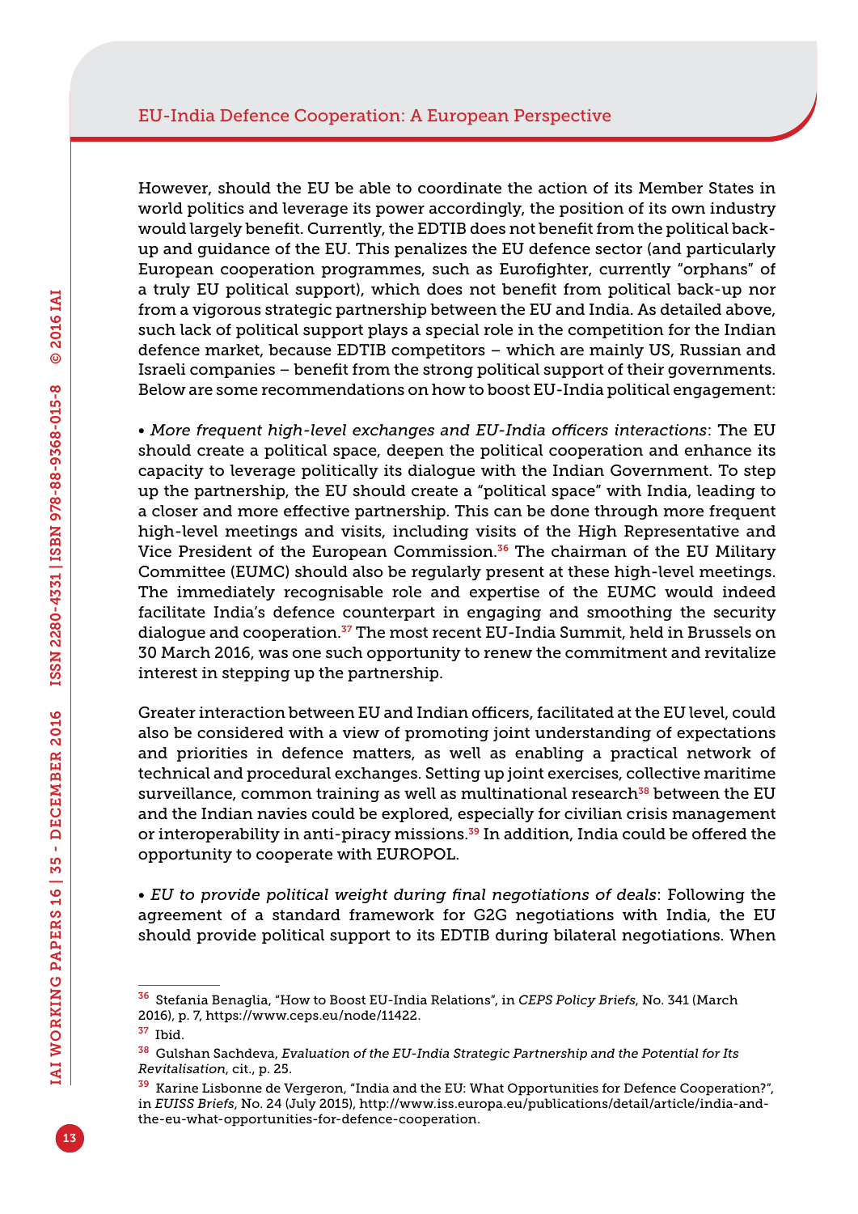However, should the EU be able to coordinate the action of its Member States in world politics and leverage its power accordingly, the position of its own industry would largely benefit. Currently, the EDTIB does not benefit from the political back-up and guidance of the EU. This penalizes the EU defence sector (and particularly European cooperation programmes, such as Eurofighter, currently "orphans" of a truly EU political support), which does not benefit from political back-up nor from a vigorous strategic partnership between the EU and India. As detailed above, such lack of political support plays a special role in the competition for the Indian defence market, because EDTIB competitors – which are mainly US, Russian and Israeli companies – benefit from the strong political support of their governments. Below are some recommendations on how to boost EU-India political engagement:

• *More frequent high-level exchanges and EU-India officers interactions*: The EU should create a political space, deepen the political cooperation and enhance its capacity to leverage politically its dialogue with the Indian Government. To step up the partnership, the EU should create a "political space" with India, leading to a closer and more effective partnership. This can be done through more frequent high-level meetings and visits, including visits of the High Representative and Vice President of the European Commission.[36] The chairman of the EU Military Committee (EUMC) should also be regularly present at these high-level meetings. The immediately recognisable role and expertise of the EUMC would indeed facilitate India's defence counterpart in engaging and smoothing the security dialogue and cooperation.[37] The most recent EU-India Summit, held in Brussels on 30 March 2016, was one such opportunity to renew the commitment and revitalize interest in stepping up the partnership.

Greater interaction between EU and Indian officers, facilitated at the EU level, could also be considered with a view of promoting joint understanding of expectations and priorities in defence matters, as well as enabling a practical network of technical and procedural exchanges. Setting up joint exercises, collective maritime surveillance, common training as well as multinational research[38] between the EU and the Indian navies could be explored, especially for civilian crisis management or interoperability in anti-piracy missions.[39] In addition, India could be offered the opportunity to cooperate with EUROPOL.

• *EU to provide political weight during final negotiations of deals*: Following the agreement of a standard framework for G2G negotiations with India, the EU should provide political support to its EDTIB during bilateral negotiations. When

---

[36] Stefania Benaglia, "How to Boost EU-India Relations", in *CEPS Policy Briefs*, No. 341 (March 2016), p. 7, https://www.ceps.eu/node/11422.

[37] Ibid.

[38] Gulshan Sachdeva, *Evaluation of the EU-India Strategic Partnership and the Potential for Its Revitalisation*, cit., p. 25.

[39] Karine Lisbonne de Vergeron, "India and the EU: What Opportunities for Defence Cooperation?", in *EUISS Briefs*, No. 24 (July 2015), http://www.iss.europa.eu/publications/detail/article/india-and-the-eu-what-opportunities-for-defence-cooperation.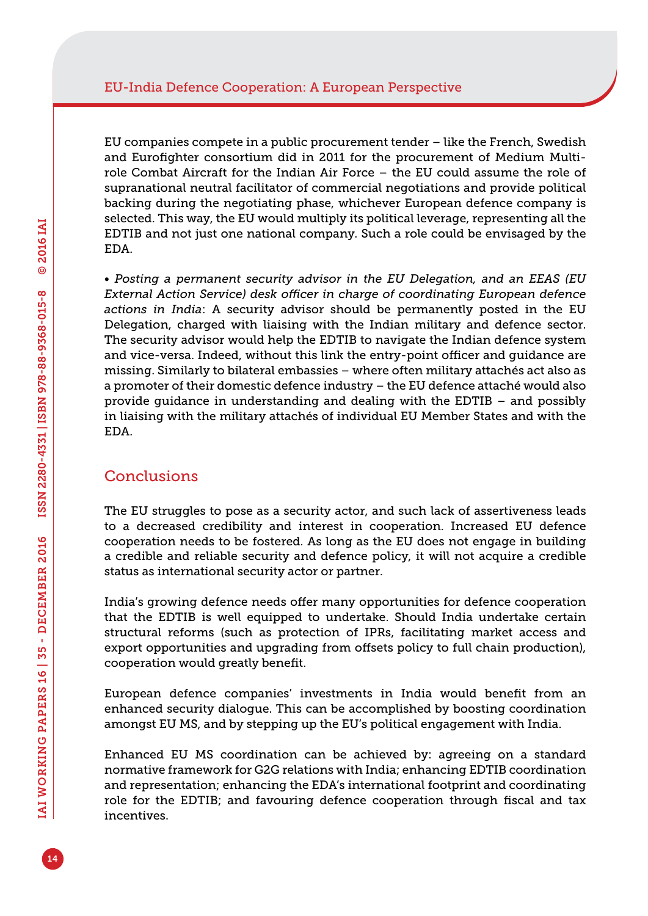EU companies compete in a public procurement tender – like the French, Swedish and Eurofighter consortium did in 2011 for the procurement of Medium Multi-role Combat Aircraft for the Indian Air Force – the EU could assume the role of supranational neutral facilitator of commercial negotiations and provide political backing during the negotiating phase, whichever European defence company is selected. This way, the EU would multiply its political leverage, representing all the EDTIB and not just one national company. Such a role could be envisaged by the EDA.

• *Posting a permanent security advisor in the EU Delegation, and an EEAS (EU External Action Service) desk officer in charge of coordinating European defence actions in India*: A security advisor should be permanently posted in the EU Delegation, charged with liaising with the Indian military and defence sector. The security advisor would help the EDTIB to navigate the Indian defence system and vice-versa. Indeed, without this link the entry-point officer and guidance are missing. Similarly to bilateral embassies – where often military attachés act also as a promoter of their domestic defence industry – the EU defence attaché would also provide guidance in understanding and dealing with the EDTIB – and possibly in liaising with the military attachés of individual EU Member States and with the EDA.

## Conclusions

The EU struggles to pose as a security actor, and such lack of assertiveness leads to a decreased credibility and interest in cooperation. Increased EU defence cooperation needs to be fostered. As long as the EU does not engage in building a credible and reliable security and defence policy, it will not acquire a credible status as international security actor or partner.

India's growing defence needs offer many opportunities for defence cooperation that the EDTIB is well equipped to undertake. Should India undertake certain structural reforms (such as protection of IPRs, facilitating market access and export opportunities and upgrading from offsets policy to full chain production), cooperation would greatly benefit.

European defence companies' investments in India would benefit from an enhanced security dialogue. This can be accomplished by boosting coordination amongst EU MS, and by stepping up the EU's political engagement with India.

Enhanced EU MS coordination can be achieved by: agreeing on a standard normative framework for G2G relations with India; enhancing EDTIB coordination and representation; enhancing the EDA's international footprint and coordinating role for the EDTIB; and favouring defence cooperation through fiscal and tax incentives.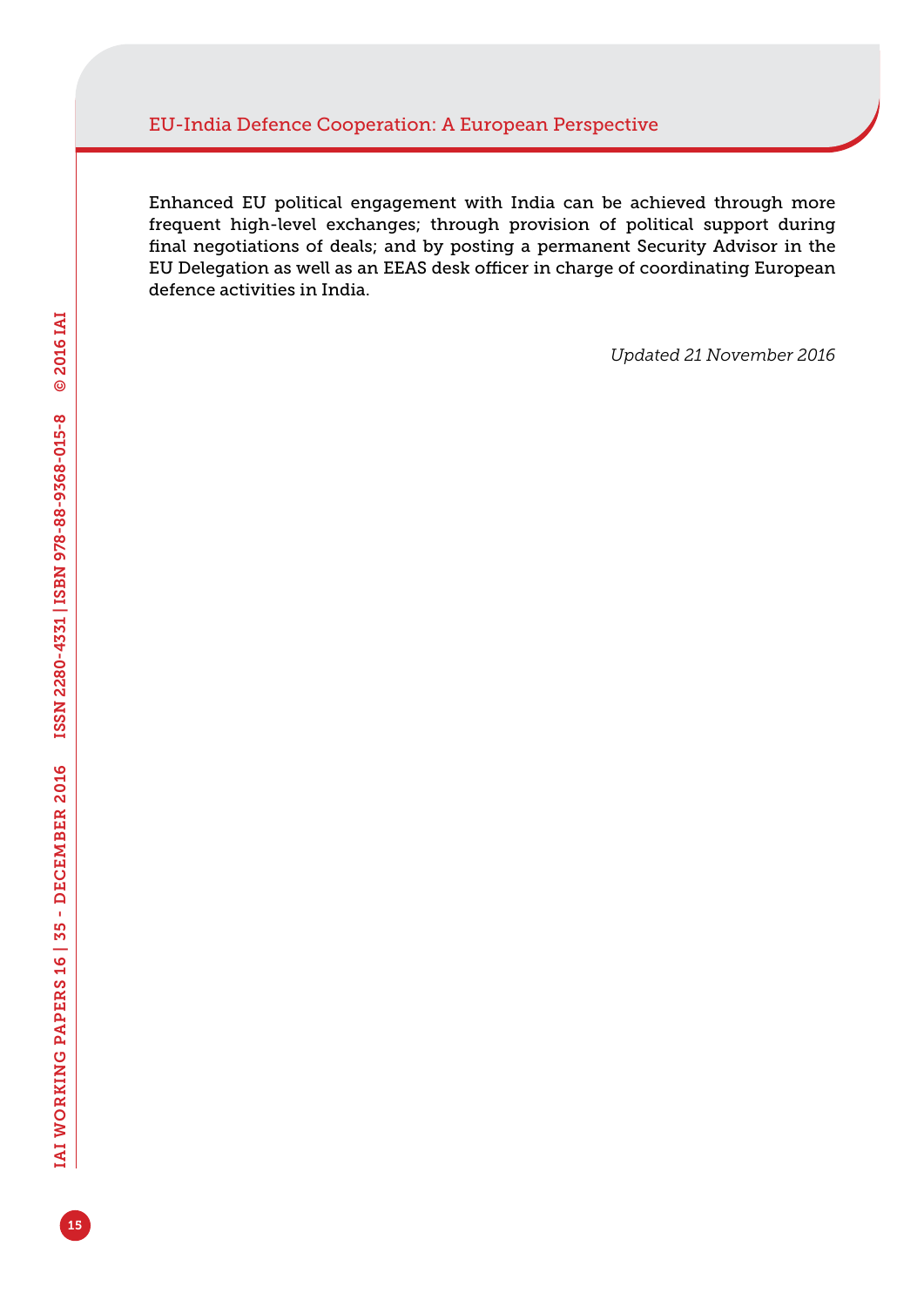Enhanced EU political engagement with India can be achieved through more frequent high-level exchanges; through provision of political support during final negotiations of deals; and by posting a permanent Security Advisor in the EU Delegation as well as an EEAS desk officer in charge of coordinating European defence activities in India.

*Updated 21 November 2016*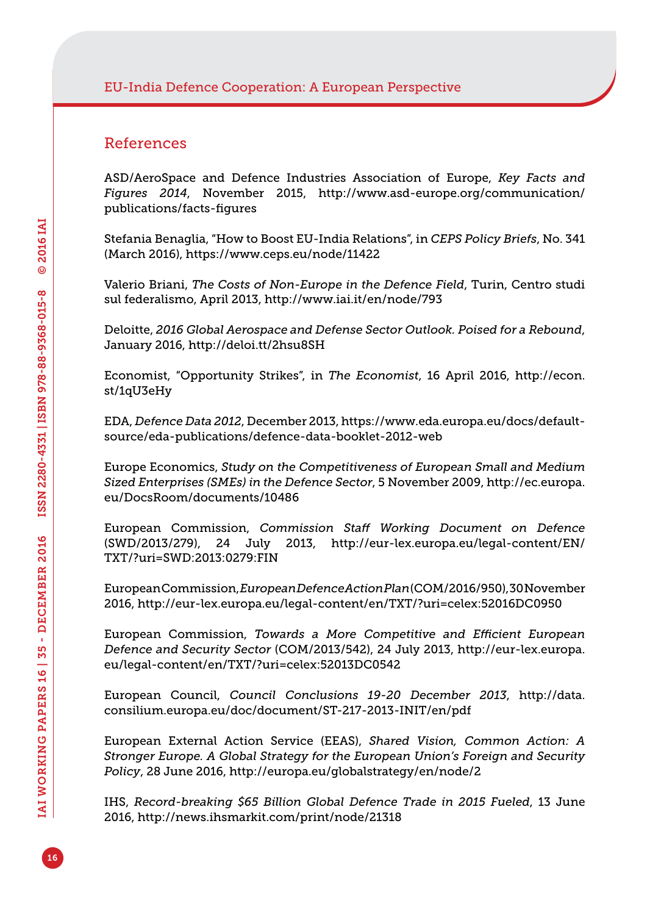## References

ASD/AeroSpace and Defence Industries Association of Europe, *Key Facts and Figures 2014*, November 2015, http://www.asd-europe.org/communication/publications/facts-figures

Stefania Benaglia, "How to Boost EU-India Relations", in *CEPS Policy Briefs*, No. 341 (March 2016), https://www.ceps.eu/node/11422

Valerio Briani, *The Costs of Non-Europe in the Defence Field*, Turin, Centro studi sul federalismo, April 2013, http://www.iai.it/en/node/793

Deloitte, *2016 Global Aerospace and Defense Sector Outlook. Poised for a Rebound*, January 2016, http://deloi.tt/2hsu8SH

Economist, "Opportunity Strikes", in *The Economist*, 16 April 2016, http://econ.st/1qU3eHy

EDA, *Defence Data 2012*, December 2013, https://www.eda.europa.eu/docs/default-source/eda-publications/defence-data-booklet-2012-web

Europe Economics, *Study on the Competitiveness of European Small and Medium Sized Enterprises (SMEs) in the Defence Sector*, 5 November 2009, http://ec.europa.eu/DocsRoom/documents/10486

European Commission, *Commission Staff Working Document on Defence* (SWD/2013/279), 24 July 2013, http://eur-lex.europa.eu/legal-content/EN/TXT/?uri=SWD:2013:0279:FIN

European Commission, *European Defence Action Plan* (COM/2016/950), 30 November 2016, http://eur-lex.europa.eu/legal-content/en/TXT/?uri=celex:52016DC0950

European Commission, *Towards a More Competitive and Efficient European Defence and Security Sector* (COM/2013/542), 24 July 2013, http://eur-lex.europa.eu/legal-content/en/TXT/?uri=celex:52013DC0542

European Council, *Council Conclusions 19-20 December 2013*, http://data.consilium.europa.eu/doc/document/ST-217-2013-INIT/en/pdf

European External Action Service (EEAS), *Shared Vision, Common Action: A Stronger Europe. A Global Strategy for the European Union's Foreign and Security Policy*, 28 June 2016, http://europa.eu/globalstrategy/en/node/2

IHS, *Record-breaking $65 Billion Global Defence Trade in 2015 Fueled*, 13 June 2016, http://news.ihsmarkit.com/print/node/21318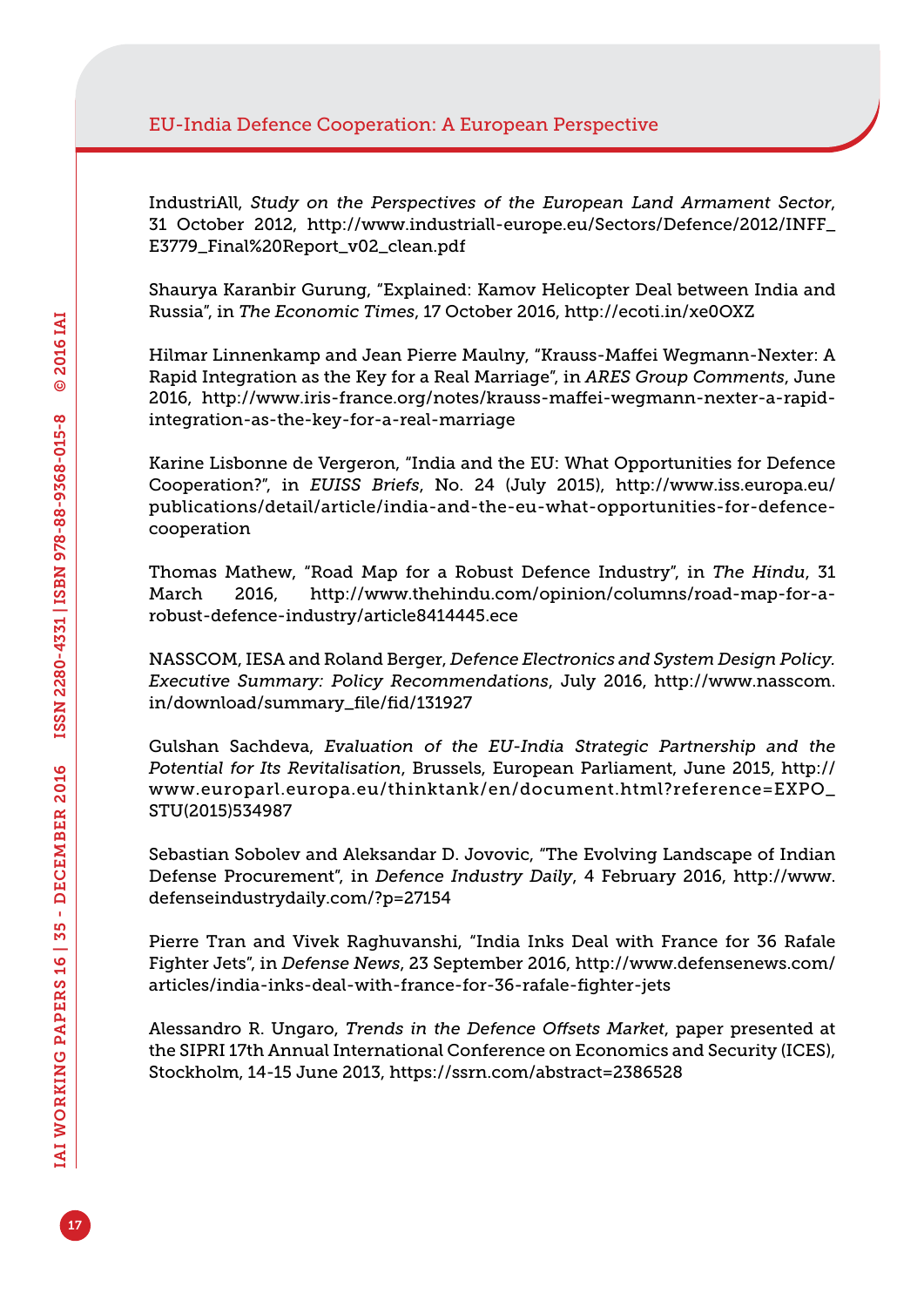IndustriAll, *Study on the Perspectives of the European Land Armament Sector*, 31 October 2012, http://www.industriall-europe.eu/Sectors/Defence/2012/INFF_E3779_Final%20Report_v02_clean.pdf

Shaurya Karanbir Gurung, "Explained: Kamov Helicopter Deal between India and Russia", in *The Economic Times*, 17 October 2016, http://ecoti.in/xe0OXZ

Hilmar Linnenkamp and Jean Pierre Maulny, "Krauss-Maffei Wegmann-Nexter: A Rapid Integration as the Key for a Real Marriage", in *ARES Group Comments*, June 2016, http://www.iris-france.org/notes/krauss-maffei-wegmann-nexter-a-rapid-integration-as-the-key-for-a-real-marriage

Karine Lisbonne de Vergeron, "India and the EU: What Opportunities for Defence Cooperation?", in *EUISS Briefs*, No. 24 (July 2015), http://www.iss.europa.eu/publications/detail/article/india-and-the-eu-what-opportunities-for-defence-cooperation

Thomas Mathew, "Road Map for a Robust Defence Industry", in *The Hindu*, 31 March 2016, http://www.thehindu.com/opinion/columns/road-map-for-a-robust-defence-industry/article8414445.ece

NASSCOM, IESA and Roland Berger, *Defence Electronics and System Design Policy. Executive Summary: Policy Recommendations*, July 2016, http://www.nasscom.in/download/summary_file/fid/131927

Gulshan Sachdeva, *Evaluation of the EU-India Strategic Partnership and the Potential for Its Revitalisation*, Brussels, European Parliament, June 2015, http://www.europarl.europa.eu/thinktank/en/document.html?reference=EXPO_STU(2015)534987

Sebastian Sobolev and Aleksandar D. Jovovic, "The Evolving Landscape of Indian Defense Procurement", in *Defence Industry Daily*, 4 February 2016, http://www.defenseindustrydaily.com/?p=27154

Pierre Tran and Vivek Raghuvanshi, "India Inks Deal with France for 36 Rafale Fighter Jets", in *Defense News*, 23 September 2016, http://www.defensenews.com/articles/india-inks-deal-with-france-for-36-rafale-fighter-jets

Alessandro R. Ungaro, *Trends in the Defence Offsets Market*, paper presented at the SIPRI 17th Annual International Conference on Economics and Security (ICES), Stockholm, 14-15 June 2013, https://ssrn.com/abstract=2386528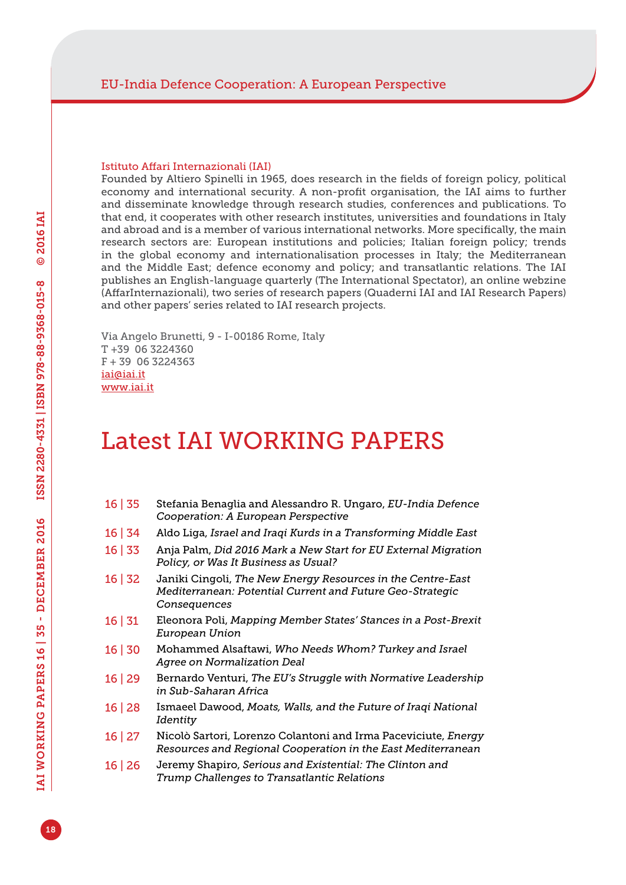Istituto Affari Internazionali (IAI)

Founded by Altiero Spinelli in 1965, does research in the fields of foreign policy, political economy and international security. A non-profit organisation, the IAI aims to further and disseminate knowledge through research studies, conferences and publications. To that end, it cooperates with other research institutes, universities and foundations in Italy and abroad and is a member of various international networks. More specifically, the main research sectors are: European institutions and policies; Italian foreign policy; trends in the global economy and internationalisation processes in Italy; the Mediterranean and the Middle East; defence economy and policy; and transatlantic relations. The IAI publishes an English-language quarterly (The International Spectator), an online webzine (AffarInternazionali), two series of research papers (Quaderni IAI and IAI Research Papers) and other papers' series related to IAI research projects.

Via Angelo Brunetti, 9 - I-00186 Rome, Italy
T +39 06 3224360
F + 39 06 3224363
iai@iai.it
www.iai.it

# Latest IAI WORKING PAPERS

| | |
|---|---|
| 16 \| 35 | Stefania Benaglia and Alessandro R. Ungaro, *EU-India Defence Cooperation: A European Perspective* |
| 16 \| 34 | Aldo Liga, *Israel and Iraqi Kurds in a Transforming Middle East* |
| 16 \| 33 | Anja Palm, *Did 2016 Mark a New Start for EU External Migration Policy, or Was It Business as Usual?* |
| 16 \| 32 | Janiki Cingoli, *The New Energy Resources in the Centre-East Mediterranean: Potential Current and Future Geo-Strategic Consequences* |
| 16 \| 31 | Eleonora Poli, *Mapping Member States' Stances in a Post-Brexit European Union* |
| 16 \| 30 | Mohammed Alsaftawi, *Who Needs Whom? Turkey and Israel Agree on Normalization Deal* |
| 16 \| 29 | Bernardo Venturi, *The EU's Struggle with Normative Leadership in Sub-Saharan Africa* |
| 16 \| 28 | Ismaeel Dawood, *Moats, Walls, and the Future of Iraqi National Identity* |
| 16 \| 27 | Nicolò Sartori, Lorenzo Colantoni and Irma Paceviciute, *Energy Resources and Regional Cooperation in the East Mediterranean* |
| 16 \| 26 | Jeremy Shapiro, *Serious and Existential: The Clinton and Trump Challenges to Transatlantic Relations* |